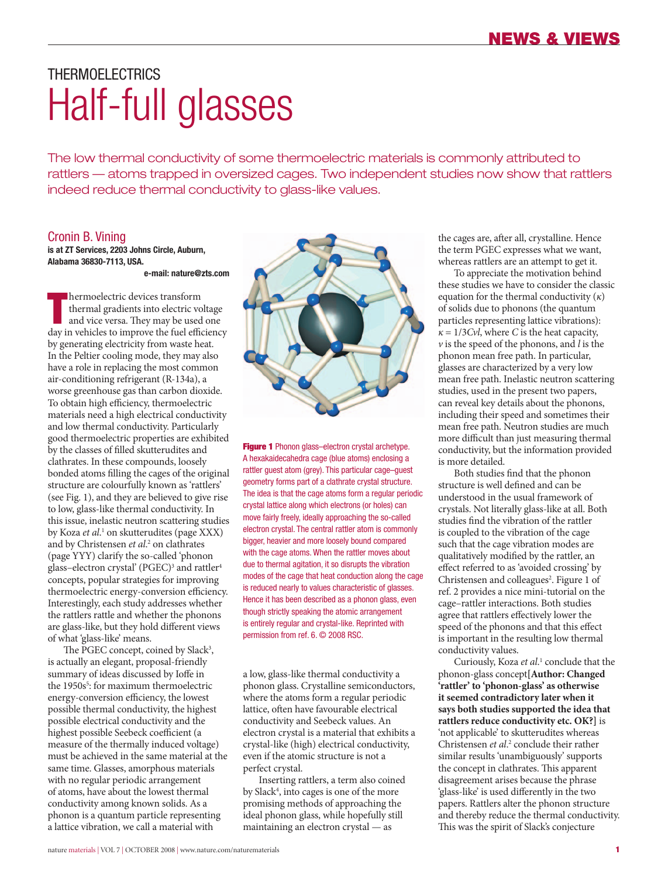# THERMOELECTRICS

# Half-full glasses

The low thermal conductivity of some thermoelectric materials is commonly attributed to rattlers — atoms trapped in oversized cages. Two independent studies now show that rattlers indeed reduce thermal conductivity to glass-like values.

## Cronin B. Vining

**is at ZT Services, 2203 Johns Circle, Auburn, Alabama 36830-7113, USA.**

**e-mail: nature@zts.com**

Thermoelectric devices transform thermal gradients into electric voltage and vice versa. They may be used one day in vehicles to improve the fuel efficiency by generating electricity from waste heat. In the Peltier cooling mode, they may also have a role in replacing the most common air-conditioning refrigerant (R-134a), a worse greenhouse gas than carbon dioxide. To obtain high efficiency, thermoelectric materials need a high electrical conductivity and low thermal conductivity. Particularly good thermoelectric properties are exhibited by the classes of filled skutterudites and clathrates. In these compounds, loosely bonded atoms filling the cages of the original structure are colourfully known as 'rattlers' (see Fig. 1), and they are believed to give rise to low, glass-like thermal conductivity. In this issue, inelastic neutron scattering studies by Koza *et al.*[1] on skutterudites (page XXX) and by Christensen *et al.*[2] on clathrates (page YYY) clarify the so-called 'phonon glass–electron crystal' (PGEC)[3] and rattler[4] concepts, popular strategies for improving thermoelectric energy-conversion efficiency. Interestingly, each study addresses whether the rattlers rattle and whether the phonons are glass-like, but they hold different views of what 'glass-like' means.

The PGEC concept, coined by Slack[3], is actually an elegant, proposal-friendly summary of ideas discussed by Ioffe in the 1950s[5]: for maximum thermoelectric energy-conversion efficiency, the lowest possible thermal conductivity, the highest possible electrical conductivity and the highest possible Seebeck coefficient (a measure of the thermally induced voltage) must be achieved in the same material at the same time. Glasses, amorphous materials with no regular periodic arrangement of atoms, have about the lowest thermal conductivity among known solids. As a phonon is a quantum particle representing a lattice vibration, we call a material with a low, glass-like thermal conductivity a phonon glass. Crystalline semiconductors, where the atoms form a regular periodic lattice, often have favourable electrical conductivity and Seebeck values. An electron crystal is a material that exhibits a crystal-like (high) electrical conductivity, even if the atomic structure is not a perfect crystal.

**Figure 1** Phonon glass–electron crystal archetype. A hexakaidecahedra cage (blue atoms) enclosing a rattler guest atom (grey). This particular cage–guest geometry forms part of a clathrate crystal structure. The idea is that the cage atoms form a regular periodic crystal lattice along which electrons (or holes) can move fairly freely, ideally approaching the so-called electron crystal. The central rattler atom is commonly bigger, heavier and more loosely bound compared with the cage atoms. When the rattler moves about due to thermal agitation, it so disrupts the vibration modes of the cage that heat conduction along the cage is reduced nearly to values characteristic of glasses. Hence it has been described as a phonon glass, even though strictly speaking the atomic arrangement is entirely regular and crystal-like. Reprinted with permission from ref. 6. © 2008 RSC.

Inserting rattlers, a term also coined by Slack[4], into cages is one of the more promising methods of approaching the ideal phonon glass, while hopefully still maintaining an electron crystal — as the cages are, after all, crystalline. Hence the term PGEC expresses what we want, whereas rattlers are an attempt to get it.

To appreciate the motivation behind these studies we have to consider the classic equation for the thermal conductivity ($\kappa$) of solids due to phonons (the quantum particles representing lattice vibrations): $\kappa = 1/3Cvl$, where $C$ is the heat capacity, $v$ is the speed of the phonons, and $l$ is the phonon mean free path. In particular, glasses are characterized by a very low mean free path. Inelastic neutron scattering studies, used in the present two papers, can reveal key details about the phonons, including their speed and sometimes their mean free path. Neutron studies are much more difficult than just measuring thermal conductivity, but the information provided is more detailed.

Both studies find that the phonon structure is well defined and can be understood in the usual framework of crystals. Not literally glass-like at all. Both studies find the vibration of the rattler is coupled to the vibration of the cage such that the cage vibration modes are qualitatively modified by the rattler, an effect referred to as 'avoided crossing' by Christensen and colleagues[2]. Figure 1 of ref. 2 provides a nice mini-tutorial on the cage–rattler interactions. Both studies agree that rattlers effectively lower the speed of the phonons and that this effect is important in the resulting low thermal conductivity values.

Curiously, Koza *et al.*[1] conclude that the phonon-glass concept[**Author: Changed 'rattler' to 'phonon-glass' as otherwise it seemed contradictory later when it says both studies supported the idea that rattlers reduce conductivity etc. OK?**] is 'not applicable' to skutterudites whereas Christensen *et al.*[2] conclude their rather similar results 'unambiguously' supports the concept in clathrates. This apparent disagreement arises because the phrase 'glass-like' is used differently in the two papers. Rattlers alter the phonon structure and thereby reduce the thermal conductivity. This was the spirit of Slack's conjecture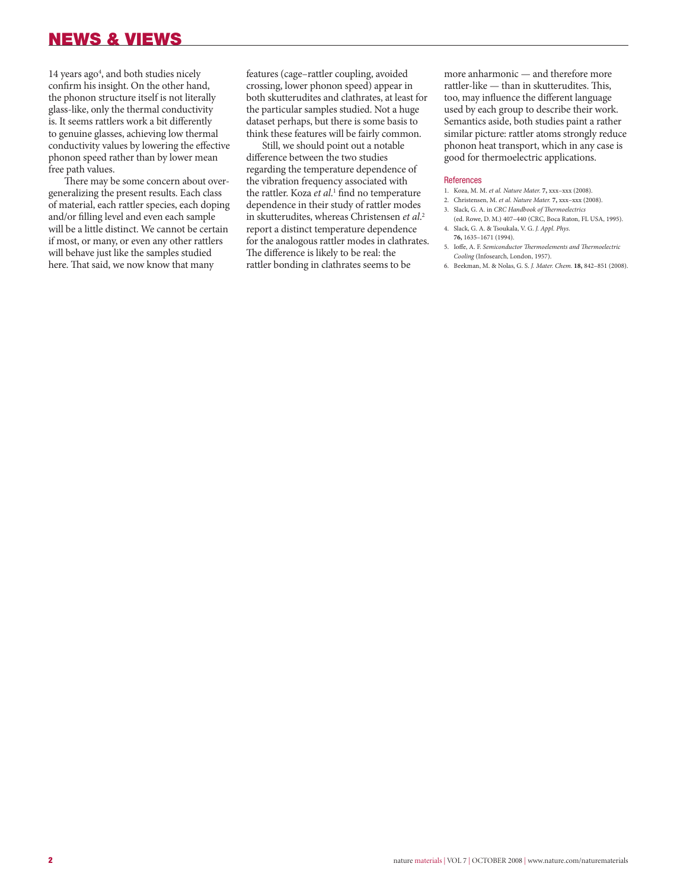14 years ago[4], and both studies nicely confirm his insight. On the other hand, the phonon structure itself is not literally glass-like, only the thermal conductivity is. It seems rattlers work a bit differently to genuine glasses, achieving low thermal conductivity values by lowering the effective phonon speed rather than by lower mean free path values.

There may be some concern about over-generalizing the present results. Each class of material, each rattler species, each doping and/or filling level and even each sample will be a little distinct. We cannot be certain if most, or many, or even any other rattlers will behave just like the samples studied here. That said, we now know that many features (cage–rattler coupling, avoided crossing, lower phonon speed) appear in both skutterudites and clathrates, at least for the particular samples studied. Not a huge dataset perhaps, but there is some basis to think these features will be fairly common.

Still, we should point out a notable difference between the two studies regarding the temperature dependence of the vibration frequency associated with the rattler. Koza *et al*.[1] find no temperature dependence in their study of rattler modes in skutterudites, whereas Christensen *et al*.[2] report a distinct temperature dependence for the analogous rattler modes in clathrates. The difference is likely to be real: the rattler bonding in clathrates seems to be more anharmonic — and therefore more rattler-like — than in skutterudites. This, too, may influence the different language used by each group to describe their work. Semantics aside, both studies paint a rather similar picture: rattler atoms strongly reduce phonon heat transport, which in any case is good for thermoelectric applications.

## References

1. Koza, M. M. *et al. Nature Mater.* **7,** xxx–xxx (2008).
2. Christensen, M. *et al. Nature Mater.* **7,** xxx–xxx (2008).
3. Slack, G. A. in *CRC Handbook of Thermoelectrics* (ed. Rowe, D. M.) 407–440 (CRC, Boca Raton, FL USA, 1995).
4. Slack, G. A. & Tsoukala, V. G. *J. Appl. Phys.* **76,** 1635–1671 (1994).
5. Ioffe, A. F. *Semiconductor Thermoelements and Thermoelectric Cooling* (Infosearch, London, 1957).
6. Beekman, M. & Nolas, G. S. *J. Mater. Chem.* **18,** 842–851 (2008).